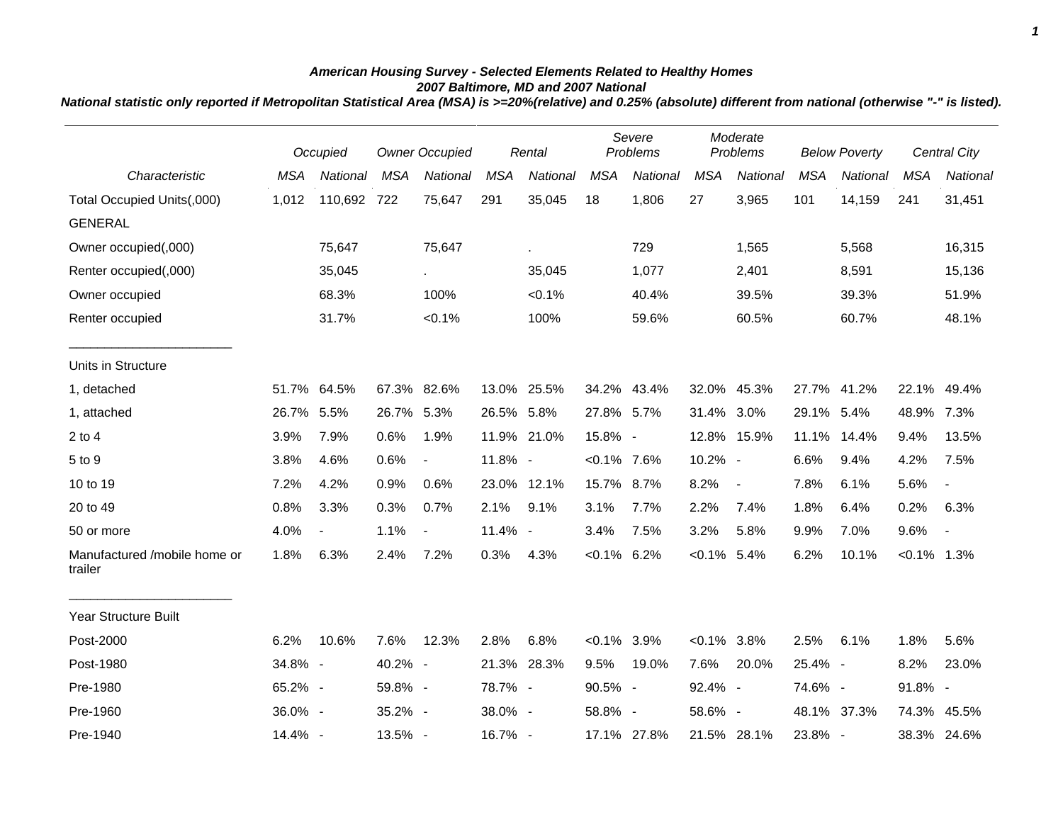***American Housing Survey - Selected Elements Related to Healthy Homes***
***2007 Baltimore, MD and 2007 National***
***National statistic only reported if Metropolitan Statistical Area (MSA) is >=20%(relative) and 0.25% (absolute) different from national (otherwise "-" is listed).***

| | *Occupied* | | *Owner Occupied* | | *Rental* | | *Severe Problems* | | *Moderate Problems* | | *Below Poverty* | | *Central City* | |
|---|---|---|---|---|---|---|---|---|---|---|---|---|---|---|
| *Characteristic* | *MSA* | *National* | *MSA* | *National* | *MSA* | *National* | *MSA* | *National* | *MSA* | *National* | *MSA* | *National* | *MSA* | *National* |
| Total Occupied Units(,000) | 1,012 | 110,692 | 722 | 75,647 | 291 | 35,045 | 18 | 1,806 | 27 | 3,965 | 101 | 14,159 | 241 | 31,451 |
| GENERAL | | | | | | | | | | | | | | |
| Owner occupied(,000) | | 75,647 | | 75,647 | | . | | 729 | | 1,565 | | 5,568 | | 16,315 |
| Renter occupied(,000) | | 35,045 | | . | | 35,045 | | 1,077 | | 2,401 | | 8,591 | | 15,136 |
| Owner occupied | | 68.3% | | 100% | | <0.1% | | 40.4% | | 39.5% | | 39.3% | | 51.9% |
| Renter occupied | | 31.7% | | <0.1% | | 100% | | 59.6% | | 60.5% | | 60.7% | | 48.1% |
| Units in Structure | | | | | | | | | | | | | | |
| 1, detached | 51.7% | 64.5% | 67.3% | 82.6% | 13.0% | 25.5% | 34.2% | 43.4% | 32.0% | 45.3% | 27.7% | 41.2% | 22.1% | 49.4% |
| 1, attached | 26.7% | 5.5% | 26.7% | 5.3% | 26.5% | 5.8% | 27.8% | 5.7% | 31.4% | 3.0% | 29.1% | 5.4% | 48.9% | 7.3% |
| 2 to 4 | 3.9% | 7.9% | 0.6% | 1.9% | 11.9% | 21.0% | 15.8% | - | 12.8% | 15.9% | 11.1% | 14.4% | 9.4% | 13.5% |
| 5 to 9 | 3.8% | 4.6% | 0.6% | - | 11.8% | - | <0.1% | 7.6% | 10.2% | - | 6.6% | 9.4% | 4.2% | 7.5% |
| 10 to 19 | 7.2% | 4.2% | 0.9% | 0.6% | 23.0% | 12.1% | 15.7% | 8.7% | 8.2% | - | 7.8% | 6.1% | 5.6% | - |
| 20 to 49 | 0.8% | 3.3% | 0.3% | 0.7% | 2.1% | 9.1% | 3.1% | 7.7% | 2.2% | 7.4% | 1.8% | 6.4% | 0.2% | 6.3% |
| 50 or more | 4.0% | - | 1.1% | - | 11.4% | - | 3.4% | 7.5% | 3.2% | 5.8% | 9.9% | 7.0% | 9.6% | - |
| Manufactured /mobile home or trailer | 1.8% | 6.3% | 2.4% | 7.2% | 0.3% | 4.3% | <0.1% | 6.2% | <0.1% | 5.4% | 6.2% | 10.1% | <0.1% | 1.3% |
| Year Structure Built | | | | | | | | | | | | | | |
| Post-2000 | 6.2% | 10.6% | 7.6% | 12.3% | 2.8% | 6.8% | <0.1% | 3.9% | <0.1% | 3.8% | 2.5% | 6.1% | 1.8% | 5.6% |
| Post-1980 | 34.8% | - | 40.2% | - | 21.3% | 28.3% | 9.5% | 19.0% | 7.6% | 20.0% | 25.4% | - | 8.2% | 23.0% |
| Pre-1980 | 65.2% | - | 59.8% | - | 78.7% | - | 90.5% | - | 92.4% | - | 74.6% | - | 91.8% | - |
| Pre-1960 | 36.0% | - | 35.2% | - | 38.0% | - | 58.8% | - | 58.6% | - | 48.1% | 37.3% | 74.3% | 45.5% |
| Pre-1940 | 14.4% | - | 13.5% | - | 16.7% | - | 17.1% | 27.8% | 21.5% | 28.1% | 23.8% | - | 38.3% | 24.6% |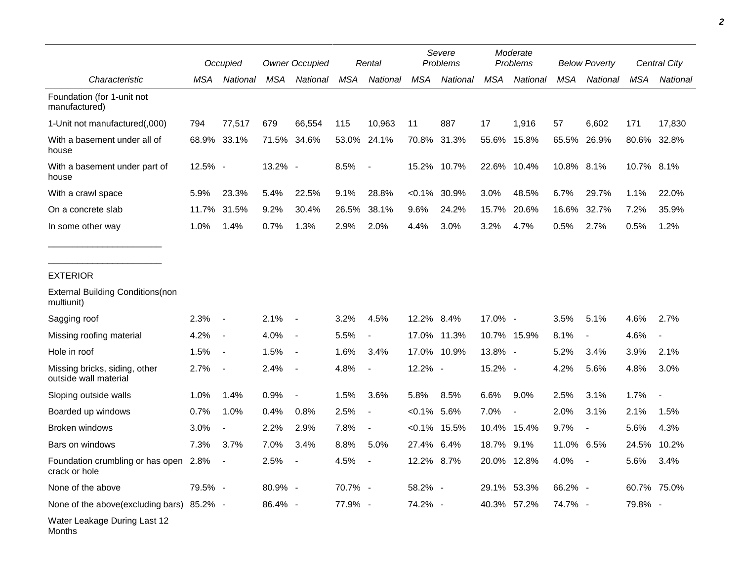| | Occupied | | Owner Occupied | | Rental | | Severe Problems | | Moderate Problems | | Below Poverty | | Central City | |
|---|---|---|---|---|---|---|---|---|---|---|---|---|---|---|
| *Characteristic* | *MSA* | *National* | *MSA* | *National* | *MSA* | *National* | *MSA* | *National* | *MSA* | *National* | *MSA* | *National* | *MSA* | *National* |
| Foundation (for 1-unit not manufactured) | | | | | | | | | | | | | | |
| 1-Unit not manufactured(,000) | 794 | 77,517 | 679 | 66,554 | 115 | 10,963 | 11 | 887 | 17 | 1,916 | 57 | 6,602 | 171 | 17,830 |
| With a basement under all of house | 68.9% | 33.1% | 71.5% | 34.6% | 53.0% | 24.1% | 70.8% | 31.3% | 55.6% | 15.8% | 65.5% | 26.9% | 80.6% | 32.8% |
| With a basement under part of house | 12.5% | - | 13.2% | - | 8.5% | - | 15.2% | 10.7% | 22.6% | 10.4% | 10.8% | 8.1% | 10.7% | 8.1% |
| With a crawl space | 5.9% | 23.3% | 5.4% | 22.5% | 9.1% | 28.8% | <0.1% | 30.9% | 3.0% | 48.5% | 6.7% | 29.7% | 1.1% | 22.0% |
| On a concrete slab | 11.7% | 31.5% | 9.2% | 30.4% | 26.5% | 38.1% | 9.6% | 24.2% | 15.7% | 20.6% | 16.6% | 32.7% | 7.2% | 35.9% |
| In some other way | 1.0% | 1.4% | 0.7% | 1.3% | 2.9% | 2.0% | 4.4% | 3.0% | 3.2% | 4.7% | 0.5% | 2.7% | 0.5% | 1.2% |
| EXTERIOR | | | | | | | | | | | | | | |
| External Building Conditions(non multiunit) | | | | | | | | | | | | | | |
| Sagging roof | 2.3% | - | 2.1% | - | 3.2% | 4.5% | 12.2% | 8.4% | 17.0% | - | 3.5% | 5.1% | 4.6% | 2.7% |
| Missing roofing material | 4.2% | - | 4.0% | - | 5.5% | - | 17.0% | 11.3% | 10.7% | 15.9% | 8.1% | - | 4.6% | - |
| Hole in roof | 1.5% | - | 1.5% | - | 1.6% | 3.4% | 17.0% | 10.9% | 13.8% | - | 5.2% | 3.4% | 3.9% | 2.1% |
| Missing bricks, siding, other outside wall material | 2.7% | - | 2.4% | - | 4.8% | - | 12.2% | - | 15.2% | - | 4.2% | 5.6% | 4.8% | 3.0% |
| Sloping outside walls | 1.0% | 1.4% | 0.9% | - | 1.5% | 3.6% | 5.8% | 8.5% | 6.6% | 9.0% | 2.5% | 3.1% | 1.7% | - |
| Boarded up windows | 0.7% | 1.0% | 0.4% | 0.8% | 2.5% | - | <0.1% | 5.6% | 7.0% | - | 2.0% | 3.1% | 2.1% | 1.5% |
| Broken windows | 3.0% | - | 2.2% | 2.9% | 7.8% | - | <0.1% | 15.5% | 10.4% | 15.4% | 9.7% | - | 5.6% | 4.3% |
| Bars on windows | 7.3% | 3.7% | 7.0% | 3.4% | 8.8% | 5.0% | 27.4% | 6.4% | 18.7% | 9.1% | 11.0% | 6.5% | 24.5% | 10.2% |
| Foundation crumbling or has open crack or hole | 2.8% | - | 2.5% | - | 4.5% | - | 12.2% | 8.7% | 20.0% | 12.8% | 4.0% | - | 5.6% | 3.4% |
| None of the above | 79.5% | - | 80.9% | - | 70.7% | - | 58.2% | - | 29.1% | 53.3% | 66.2% | - | 60.7% | 75.0% |
| None of the above(excluding bars) | 85.2% | - | 86.4% | - | 77.9% | - | 74.2% | - | 40.3% | 57.2% | 74.7% | - | 79.8% | - |
| Water Leakage During Last 12 Months | | | | | | | | | | | | | | |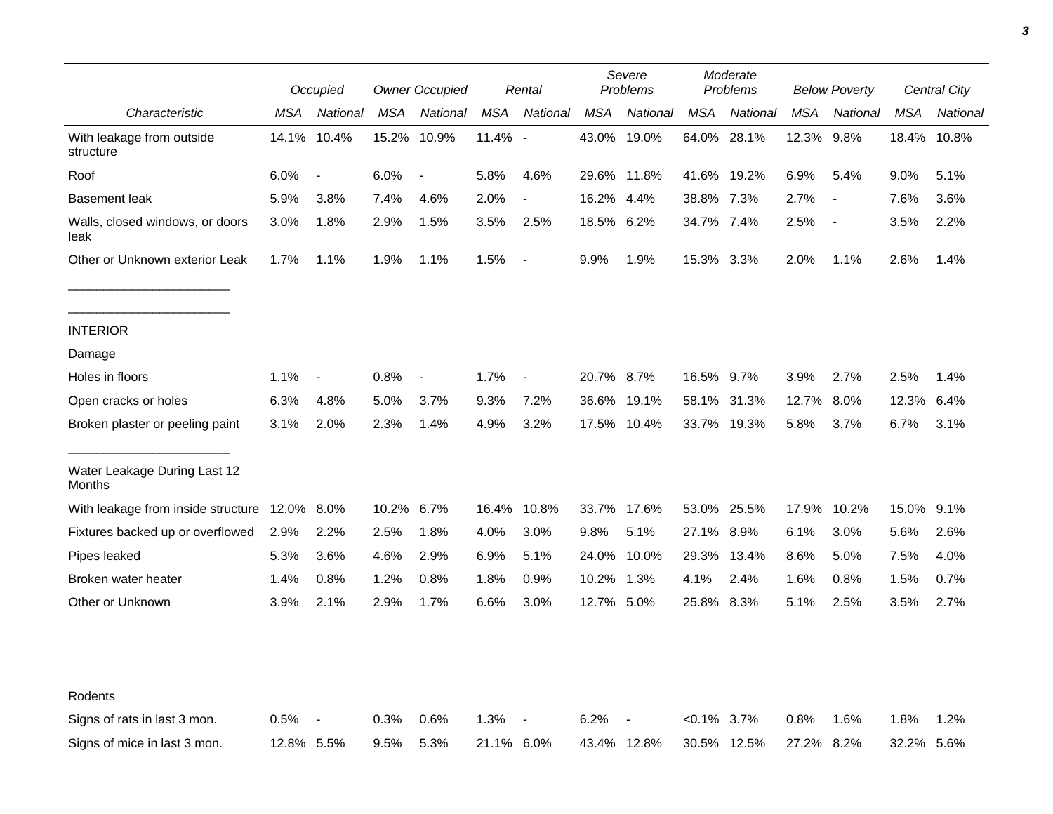| | Occupied | | Owner Occupied | | Rental | | Severe Problems | | Moderate Problems | | Below Poverty | | Central City | |
|---|---|---|---|---|---|---|---|---|---|---|---|---|---|---|
| Characteristic | MSA | National | MSA | National | MSA | National | MSA | National | MSA | National | MSA | National | MSA | National |
| With leakage from outside structure | 14.1% | 10.4% | 15.2% | 10.9% | 11.4% | - | 43.0% | 19.0% | 64.0% | 28.1% | 12.3% | 9.8% | 18.4% | 10.8% |
| Roof | 6.0% | - | 6.0% | - | 5.8% | 4.6% | 29.6% | 11.8% | 41.6% | 19.2% | 6.9% | 5.4% | 9.0% | 5.1% |
| Basement leak | 5.9% | 3.8% | 7.4% | 4.6% | 2.0% | - | 16.2% | 4.4% | 38.8% | 7.3% | 2.7% | - | 7.6% | 3.6% |
| Walls, closed windows, or doors leak | 3.0% | 1.8% | 2.9% | 1.5% | 3.5% | 2.5% | 18.5% | 6.2% | 34.7% | 7.4% | 2.5% | - | 3.5% | 2.2% |
| Other or Unknown exterior Leak | 1.7% | 1.1% | 1.9% | 1.1% | 1.5% | - | 9.9% | 1.9% | 15.3% | 3.3% | 2.0% | 1.1% | 2.6% | 1.4% |
| INTERIOR | | | | | | | | | | | | | | |
| Damage | | | | | | | | | | | | | | |
| Holes in floors | 1.1% | - | 0.8% | - | 1.7% | - | 20.7% | 8.7% | 16.5% | 9.7% | 3.9% | 2.7% | 2.5% | 1.4% |
| Open cracks or holes | 6.3% | 4.8% | 5.0% | 3.7% | 9.3% | 7.2% | 36.6% | 19.1% | 58.1% | 31.3% | 12.7% | 8.0% | 12.3% | 6.4% |
| Broken plaster or peeling paint | 3.1% | 2.0% | 2.3% | 1.4% | 4.9% | 3.2% | 17.5% | 10.4% | 33.7% | 19.3% | 5.8% | 3.7% | 6.7% | 3.1% |
| Water Leakage During Last 12 Months | | | | | | | | | | | | | | |
| With leakage from inside structure | 12.0% | 8.0% | 10.2% | 6.7% | 16.4% | 10.8% | 33.7% | 17.6% | 53.0% | 25.5% | 17.9% | 10.2% | 15.0% | 9.1% |
| Fixtures backed up or overflowed | 2.9% | 2.2% | 2.5% | 1.8% | 4.0% | 3.0% | 9.8% | 5.1% | 27.1% | 8.9% | 6.1% | 3.0% | 5.6% | 2.6% |
| Pipes leaked | 5.3% | 3.6% | 4.6% | 2.9% | 6.9% | 5.1% | 24.0% | 10.0% | 29.3% | 13.4% | 8.6% | 5.0% | 7.5% | 4.0% |
| Broken water heater | 1.4% | 0.8% | 1.2% | 0.8% | 1.8% | 0.9% | 10.2% | 1.3% | 4.1% | 2.4% | 1.6% | 0.8% | 1.5% | 0.7% |
| Other or Unknown | 3.9% | 2.1% | 2.9% | 1.7% | 6.6% | 3.0% | 12.7% | 5.0% | 25.8% | 8.3% | 5.1% | 2.5% | 3.5% | 2.7% |
| Rodents | | | | | | | | | | | | | | |
| Signs of rats in last 3 mon. | 0.5% | - | 0.3% | 0.6% | 1.3% | - | 6.2% | - | <0.1% | 3.7% | 0.8% | 1.6% | 1.8% | 1.2% |
| Signs of mice in last 3 mon. | 12.8% | 5.5% | 9.5% | 5.3% | 21.1% | 6.0% | 43.4% | 12.8% | 30.5% | 12.5% | 27.2% | 8.2% | 32.2% | 5.6% |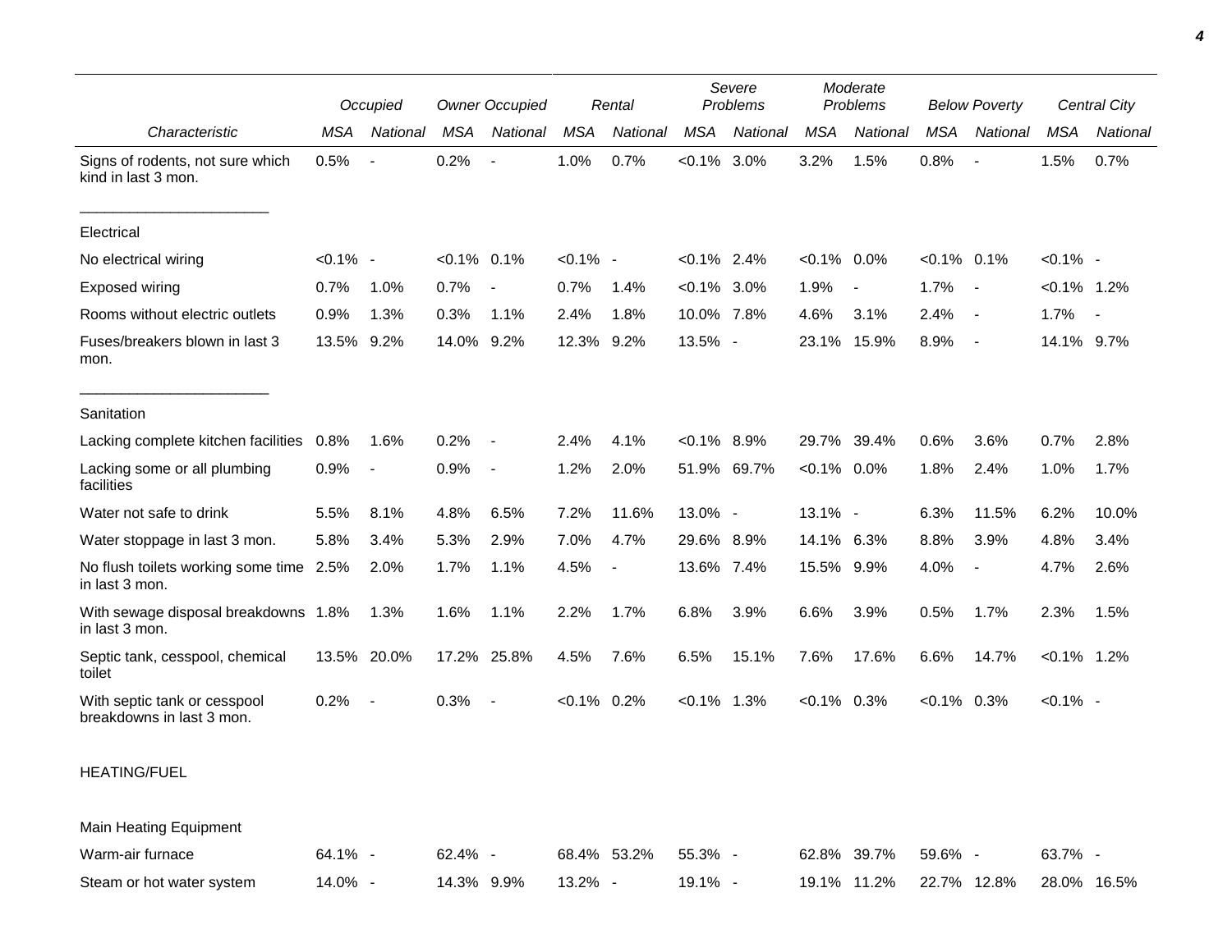| | Occupied | | Owner Occupied | | Rental | | Severe Problems | | Moderate Problems | | Below Poverty | | Central City | |
|---|---|---|---|---|---|---|---|---|---|---|---|---|---|---|
| *Characteristic* | *MSA* | *National* | *MSA* | *National* | *MSA* | *National* | *MSA* | *National* | *MSA* | *National* | *MSA* | *National* | *MSA* | *National* |
| Signs of rodents, not sure which kind in last 3 mon. | 0.5% | - | 0.2% | - | 1.0% | 0.7% | <0.1% | 3.0% | 3.2% | 1.5% | 0.8% | - | 1.5% | 0.7% |
| Electrical | | | | | | | | | | | | | | |
| No electrical wiring | <0.1% | - | <0.1% | 0.1% | <0.1% | - | <0.1% | 2.4% | <0.1% | 0.0% | <0.1% | 0.1% | <0.1% | - |
| Exposed wiring | 0.7% | 1.0% | 0.7% | - | 0.7% | 1.4% | <0.1% | 3.0% | 1.9% | - | 1.7% | - | <0.1% | 1.2% |
| Rooms without electric outlets | 0.9% | 1.3% | 0.3% | 1.1% | 2.4% | 1.8% | 10.0% | 7.8% | 4.6% | 3.1% | 2.4% | - | 1.7% | - |
| Fuses/breakers blown in last 3 mon. | 13.5% | 9.2% | 14.0% | 9.2% | 12.3% | 9.2% | 13.5% | - | 23.1% | 15.9% | 8.9% | - | 14.1% | 9.7% |
| Sanitation | | | | | | | | | | | | | | |
| Lacking complete kitchen facilities | 0.8% | 1.6% | 0.2% | - | 2.4% | 4.1% | <0.1% | 8.9% | 29.7% | 39.4% | 0.6% | 3.6% | 0.7% | 2.8% |
| Lacking some or all plumbing facilities | 0.9% | - | 0.9% | - | 1.2% | 2.0% | 51.9% | 69.7% | <0.1% | 0.0% | 1.8% | 2.4% | 1.0% | 1.7% |
| Water not safe to drink | 5.5% | 8.1% | 4.8% | 6.5% | 7.2% | 11.6% | 13.0% | - | 13.1% | - | 6.3% | 11.5% | 6.2% | 10.0% |
| Water stoppage in last 3 mon. | 5.8% | 3.4% | 5.3% | 2.9% | 7.0% | 4.7% | 29.6% | 8.9% | 14.1% | 6.3% | 8.8% | 3.9% | 4.8% | 3.4% |
| No flush toilets working some time in last 3 mon. | 2.5% | 2.0% | 1.7% | 1.1% | 4.5% | - | 13.6% | 7.4% | 15.5% | 9.9% | 4.0% | - | 4.7% | 2.6% |
| With sewage disposal breakdowns in last 3 mon. | 1.8% | 1.3% | 1.6% | 1.1% | 2.2% | 1.7% | 6.8% | 3.9% | 6.6% | 3.9% | 0.5% | 1.7% | 2.3% | 1.5% |
| Septic tank, cesspool, chemical toilet | 13.5% | 20.0% | 17.2% | 25.8% | 4.5% | 7.6% | 6.5% | 15.1% | 7.6% | 17.6% | 6.6% | 14.7% | <0.1% | 1.2% |
| With septic tank or cesspool breakdowns in last 3 mon. | 0.2% | - | 0.3% | - | <0.1% | 0.2% | <0.1% | 1.3% | <0.1% | 0.3% | <0.1% | 0.3% | <0.1% | - |
| HEATING/FUEL | | | | | | | | | | | | | | |
| Main Heating Equipment | | | | | | | | | | | | | | |
| Warm-air furnace | 64.1% | - | 62.4% | - | 68.4% | 53.2% | 55.3% | - | 62.8% | 39.7% | 59.6% | - | 63.7% | - |
| Steam or hot water system | 14.0% | - | 14.3% | 9.9% | 13.2% | - | 19.1% | - | 19.1% | 11.2% | 22.7% | 12.8% | 28.0% | 16.5% |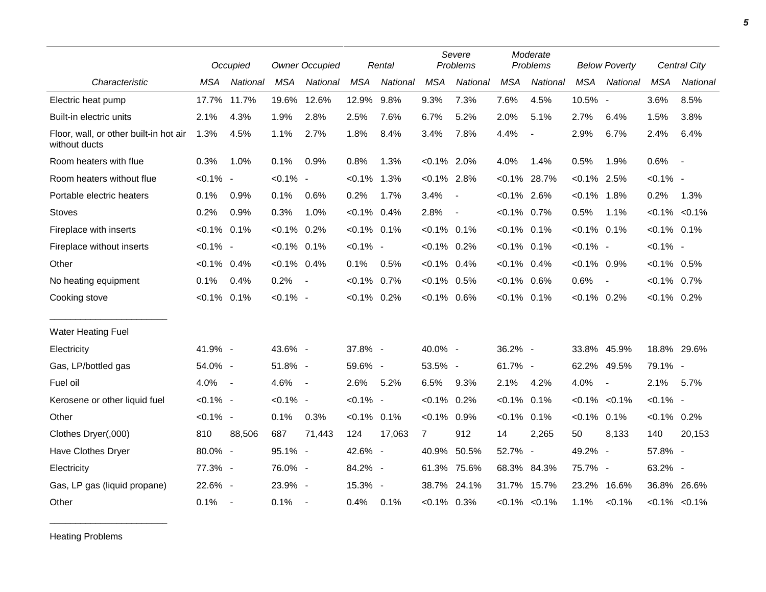| | Occupied | | Owner Occupied | | Rental | | Severe Problems | | Moderate Problems | | Below Poverty | | Central City | |
|---|---|---|---|---|---|---|---|---|---|---|---|---|---|---|
| *Characteristic* | *MSA* | *National* | *MSA* | *National* | *MSA* | *National* | *MSA* | *National* | *MSA* | *National* | *MSA* | *National* | *MSA* | *National* |
| Electric heat pump | 17.7% | 11.7% | 19.6% | 12.6% | 12.9% | 9.8% | 9.3% | 7.3% | 7.6% | 4.5% | 10.5% | - | 3.6% | 8.5% |
| Built-in electric units | 2.1% | 4.3% | 1.9% | 2.8% | 2.5% | 7.6% | 6.7% | 5.2% | 2.0% | 5.1% | 2.7% | 6.4% | 1.5% | 3.8% |
| Floor, wall, or other built-in hot air without ducts | 1.3% | 4.5% | 1.1% | 2.7% | 1.8% | 8.4% | 3.4% | 7.8% | 4.4% | - | 2.9% | 6.7% | 2.4% | 6.4% |
| Room heaters with flue | 0.3% | 1.0% | 0.1% | 0.9% | 0.8% | 1.3% | <0.1% | 2.0% | 4.0% | 1.4% | 0.5% | 1.9% | 0.6% | - |
| Room heaters without flue | <0.1% | - | <0.1% | - | <0.1% | 1.3% | <0.1% | 2.8% | <0.1% | 28.7% | <0.1% | 2.5% | <0.1% | - |
| Portable electric heaters | 0.1% | 0.9% | 0.1% | 0.6% | 0.2% | 1.7% | 3.4% | - | <0.1% | 2.6% | <0.1% | 1.8% | 0.2% | 1.3% |
| Stoves | 0.2% | 0.9% | 0.3% | 1.0% | <0.1% | 0.4% | 2.8% | - | <0.1% | 0.7% | 0.5% | 1.1% | <0.1% | <0.1% |
| Fireplace with inserts | <0.1% | 0.1% | <0.1% | 0.2% | <0.1% | 0.1% | <0.1% | 0.1% | <0.1% | 0.1% | <0.1% | 0.1% | <0.1% | 0.1% |
| Fireplace without inserts | <0.1% | - | <0.1% | 0.1% | <0.1% | - | <0.1% | 0.2% | <0.1% | 0.1% | <0.1% | - | <0.1% | - |
| Other | <0.1% | 0.4% | <0.1% | 0.4% | 0.1% | 0.5% | <0.1% | 0.4% | <0.1% | 0.4% | <0.1% | 0.9% | <0.1% | 0.5% |
| No heating equipment | 0.1% | 0.4% | 0.2% | - | <0.1% | 0.7% | <0.1% | 0.5% | <0.1% | 0.6% | 0.6% | - | <0.1% | 0.7% |
| Cooking stove | <0.1% | 0.1% | <0.1% | - | <0.1% | 0.2% | <0.1% | 0.6% | <0.1% | 0.1% | <0.1% | 0.2% | <0.1% | 0.2% |
| Water Heating Fuel | | | | | | | | | | | | | | |
| Electricity | 41.9% | - | 43.6% | - | 37.8% | - | 40.0% | - | 36.2% | - | 33.8% | 45.9% | 18.8% | 29.6% |
| Gas, LP/bottled gas | 54.0% | - | 51.8% | - | 59.6% | - | 53.5% | - | 61.7% | - | 62.2% | 49.5% | 79.1% | - |
| Fuel oil | 4.0% | - | 4.6% | - | 2.6% | 5.2% | 6.5% | 9.3% | 2.1% | 4.2% | 4.0% | - | 2.1% | 5.7% |
| Kerosene or other liquid fuel | <0.1% | - | <0.1% | - | <0.1% | - | <0.1% | 0.2% | <0.1% | 0.1% | <0.1% | <0.1% | <0.1% | - |
| Other | <0.1% | - | 0.1% | 0.3% | <0.1% | 0.1% | <0.1% | 0.9% | <0.1% | 0.1% | <0.1% | 0.1% | <0.1% | 0.2% |
| Clothes Dryer(,000) | 810 | 88,506 | 687 | 71,443 | 124 | 17,063 | 7 | 912 | 14 | 2,265 | 50 | 8,133 | 140 | 20,153 |
| Have Clothes Dryer | 80.0% | - | 95.1% | - | 42.6% | - | 40.9% | 50.5% | 52.7% | - | 49.2% | - | 57.8% | - |
| Electricity | 77.3% | - | 76.0% | - | 84.2% | - | 61.3% | 75.6% | 68.3% | 84.3% | 75.7% | - | 63.2% | - |
| Gas, LP gas (liquid propane) | 22.6% | - | 23.9% | - | 15.3% | - | 38.7% | 24.1% | 31.7% | 15.7% | 23.2% | 16.6% | 36.8% | 26.6% |
| Other | 0.1% | - | 0.1% | - | 0.4% | 0.1% | <0.1% | 0.3% | <0.1% | <0.1% | 1.1% | <0.1% | <0.1% | <0.1% |
| Heating Problems | | | | | | | | | | | | | | |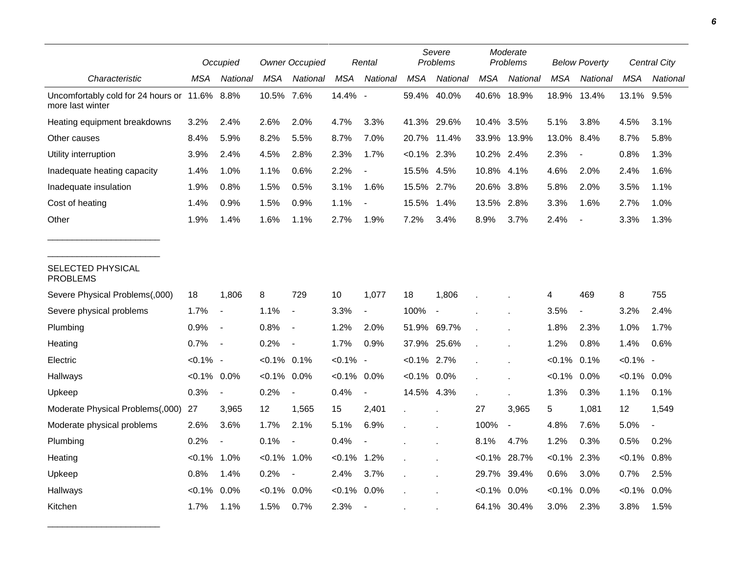| | Occupied | | Owner Occupied | | Rental | | Severe Problems | | Moderate Problems | | Below Poverty | | Central City | |
|---|---|---|---|---|---|---|---|---|---|---|---|---|---|---|
| *Characteristic* | *MSA* | *National* | *MSA* | *National* | *MSA* | *National* | *MSA* | *National* | *MSA* | *National* | *MSA* | *National* | *MSA* | *National* |
| Uncomfortably cold for 24 hours or more last winter | 11.6% | 8.8% | 10.5% | 7.6% | 14.4% | - | 59.4% | 40.0% | 40.6% | 18.9% | 18.9% | 13.4% | 13.1% | 9.5% |
| Heating equipment breakdowns | 3.2% | 2.4% | 2.6% | 2.0% | 4.7% | 3.3% | 41.3% | 29.6% | 10.4% | 3.5% | 5.1% | 3.8% | 4.5% | 3.1% |
| Other causes | 8.4% | 5.9% | 8.2% | 5.5% | 8.7% | 7.0% | 20.7% | 11.4% | 33.9% | 13.9% | 13.0% | 8.4% | 8.7% | 5.8% |
| Utility interruption | 3.9% | 2.4% | 4.5% | 2.8% | 2.3% | 1.7% | <0.1% | 2.3% | 10.2% | 2.4% | 2.3% | - | 0.8% | 1.3% |
| Inadequate heating capacity | 1.4% | 1.0% | 1.1% | 0.6% | 2.2% | - | 15.5% | 4.5% | 10.8% | 4.1% | 4.6% | 2.0% | 2.4% | 1.6% |
| Inadequate insulation | 1.9% | 0.8% | 1.5% | 0.5% | 3.1% | 1.6% | 15.5% | 2.7% | 20.6% | 3.8% | 5.8% | 2.0% | 3.5% | 1.1% |
| Cost of heating | 1.4% | 0.9% | 1.5% | 0.9% | 1.1% | - | 15.5% | 1.4% | 13.5% | 2.8% | 3.3% | 1.6% | 2.7% | 1.0% |
| Other | 1.9% | 1.4% | 1.6% | 1.1% | 2.7% | 1.9% | 7.2% | 3.4% | 8.9% | 3.7% | 2.4% | - | 3.3% | 1.3% |
| SELECTED PHYSICAL PROBLEMS | | | | | | | | | | | | | | |
| Severe Physical Problems(,000) | 18 | 1,806 | 8 | 729 | 10 | 1,077 | 18 | 1,806 | . | . | 4 | 469 | 8 | 755 |
| Severe physical problems | 1.7% | - | 1.1% | - | 3.3% | - | 100% | - | . | . | 3.5% | - | 3.2% | 2.4% |
| Plumbing | 0.9% | - | 0.8% | - | 1.2% | 2.0% | 51.9% | 69.7% | . | . | 1.8% | 2.3% | 1.0% | 1.7% |
| Heating | 0.7% | - | 0.2% | - | 1.7% | 0.9% | 37.9% | 25.6% | . | . | 1.2% | 0.8% | 1.4% | 0.6% |
| Electric | <0.1% | - | <0.1% | 0.1% | <0.1% | - | <0.1% | 2.7% | . | . | <0.1% | 0.1% | <0.1% | - |
| Hallways | <0.1% | 0.0% | <0.1% | 0.0% | <0.1% | 0.0% | <0.1% | 0.0% | . | . | <0.1% | 0.0% | <0.1% | 0.0% |
| Upkeep | 0.3% | - | 0.2% | - | 0.4% | - | 14.5% | 4.3% | . | . | 1.3% | 0.3% | 1.1% | 0.1% |
| Moderate Physical Problems(,000) | 27 | 3,965 | 12 | 1,565 | 15 | 2,401 | . | . | 27 | 3,965 | 5 | 1,081 | 12 | 1,549 |
| Moderate physical problems | 2.6% | 3.6% | 1.7% | 2.1% | 5.1% | 6.9% | . | . | 100% | - | 4.8% | 7.6% | 5.0% | - |
| Plumbing | 0.2% | - | 0.1% | - | 0.4% | - | . | . | 8.1% | 4.7% | 1.2% | 0.3% | 0.5% | 0.2% |
| Heating | <0.1% | 1.0% | <0.1% | 1.0% | <0.1% | 1.2% | . | . | <0.1% | 28.7% | <0.1% | 2.3% | <0.1% | 0.8% |
| Upkeep | 0.8% | 1.4% | 0.2% | - | 2.4% | 3.7% | . | . | 29.7% | 39.4% | 0.6% | 3.0% | 0.7% | 2.5% |
| Hallways | <0.1% | 0.0% | <0.1% | 0.0% | <0.1% | 0.0% | . | . | <0.1% | 0.0% | <0.1% | 0.0% | <0.1% | 0.0% |
| Kitchen | 1.7% | 1.1% | 1.5% | 0.7% | 2.3% | - | . | . | 64.1% | 30.4% | 3.0% | 2.3% | 3.8% | 1.5% |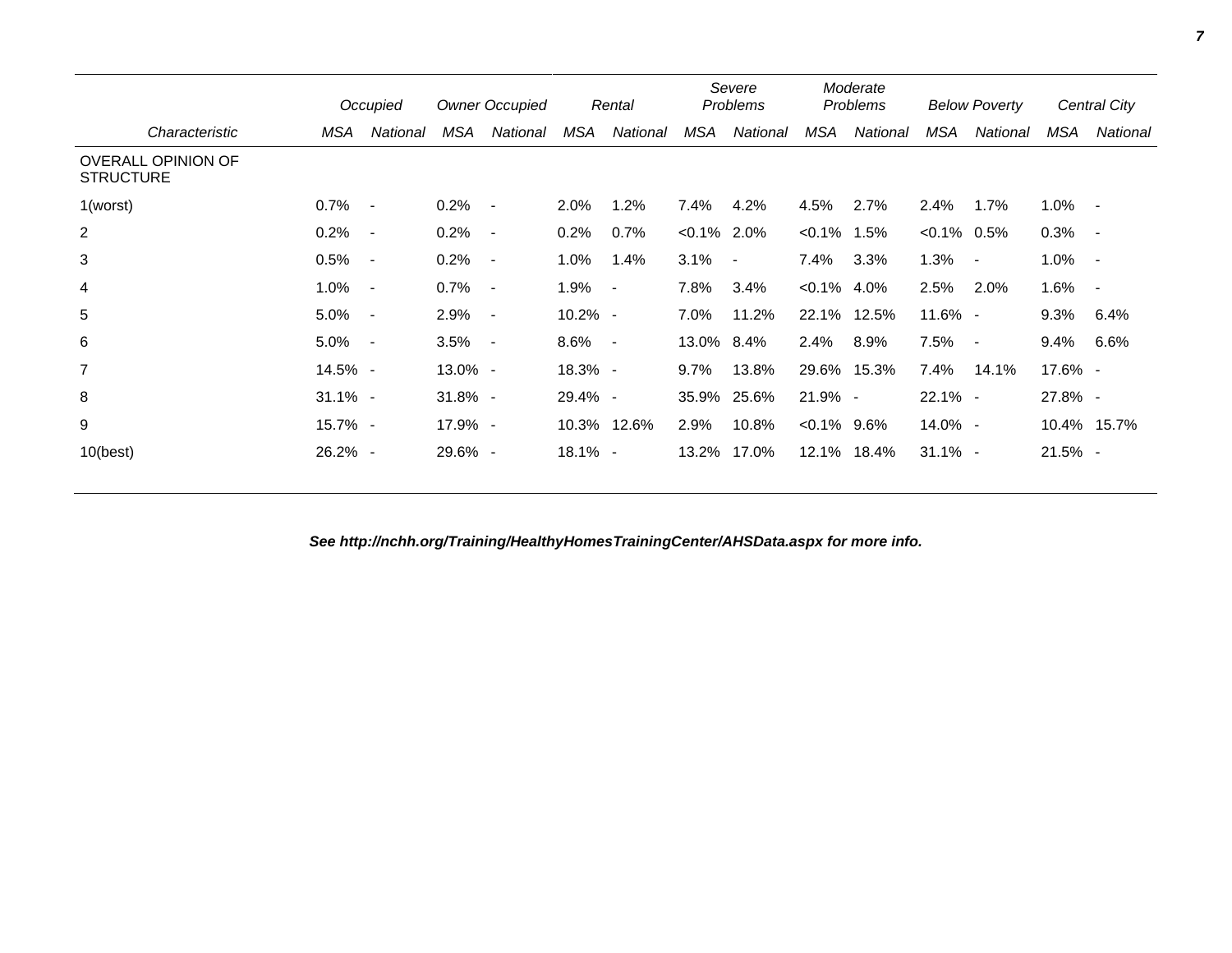| | Occupied | | Owner Occupied | | Rental | | Severe Problems | | Moderate Problems | | Below Poverty | | Central City | |
|---|---|---|---|---|---|---|---|---|---|---|---|---|---|---|
| Characteristic | MSA | National | MSA | National | MSA | National | MSA | National | MSA | National | MSA | National | MSA | National |
| OVERALL OPINION OF STRUCTURE | | | | | | | | | | | | | | |
| 1(worst) | 0.7% | - | 0.2% | - | 2.0% | 1.2% | 7.4% | 4.2% | 4.5% | 2.7% | 2.4% | 1.7% | 1.0% | - |
| 2 | 0.2% | - | 0.2% | - | 0.2% | 0.7% | <0.1% | 2.0% | <0.1% | 1.5% | <0.1% | 0.5% | 0.3% | - |
| 3 | 0.5% | - | 0.2% | - | 1.0% | 1.4% | 3.1% | - | 7.4% | 3.3% | 1.3% | - | 1.0% | - |
| 4 | 1.0% | - | 0.7% | - | 1.9% | - | 7.8% | 3.4% | <0.1% | 4.0% | 2.5% | 2.0% | 1.6% | - |
| 5 | 5.0% | - | 2.9% | - | 10.2% | - | 7.0% | 11.2% | 22.1% | 12.5% | 11.6% | - | 9.3% | 6.4% |
| 6 | 5.0% | - | 3.5% | - | 8.6% | - | 13.0% | 8.4% | 2.4% | 8.9% | 7.5% | - | 9.4% | 6.6% |
| 7 | 14.5% | - | 13.0% | - | 18.3% | - | 9.7% | 13.8% | 29.6% | 15.3% | 7.4% | 14.1% | 17.6% | - |
| 8 | 31.1% | - | 31.8% | - | 29.4% | - | 35.9% | 25.6% | 21.9% | - | 22.1% | - | 27.8% | - |
| 9 | 15.7% | - | 17.9% | - | 10.3% | 12.6% | 2.9% | 10.8% | <0.1% | 9.6% | 14.0% | - | 10.4% | 15.7% |
| 10(best) | 26.2% | - | 29.6% | - | 18.1% | - | 13.2% | 17.0% | 12.1% | 18.4% | 31.1% | - | 21.5% | - |

***See http://nchh.org/Training/HealthyHomesTrainingCenter/AHSData.aspx for more info.***